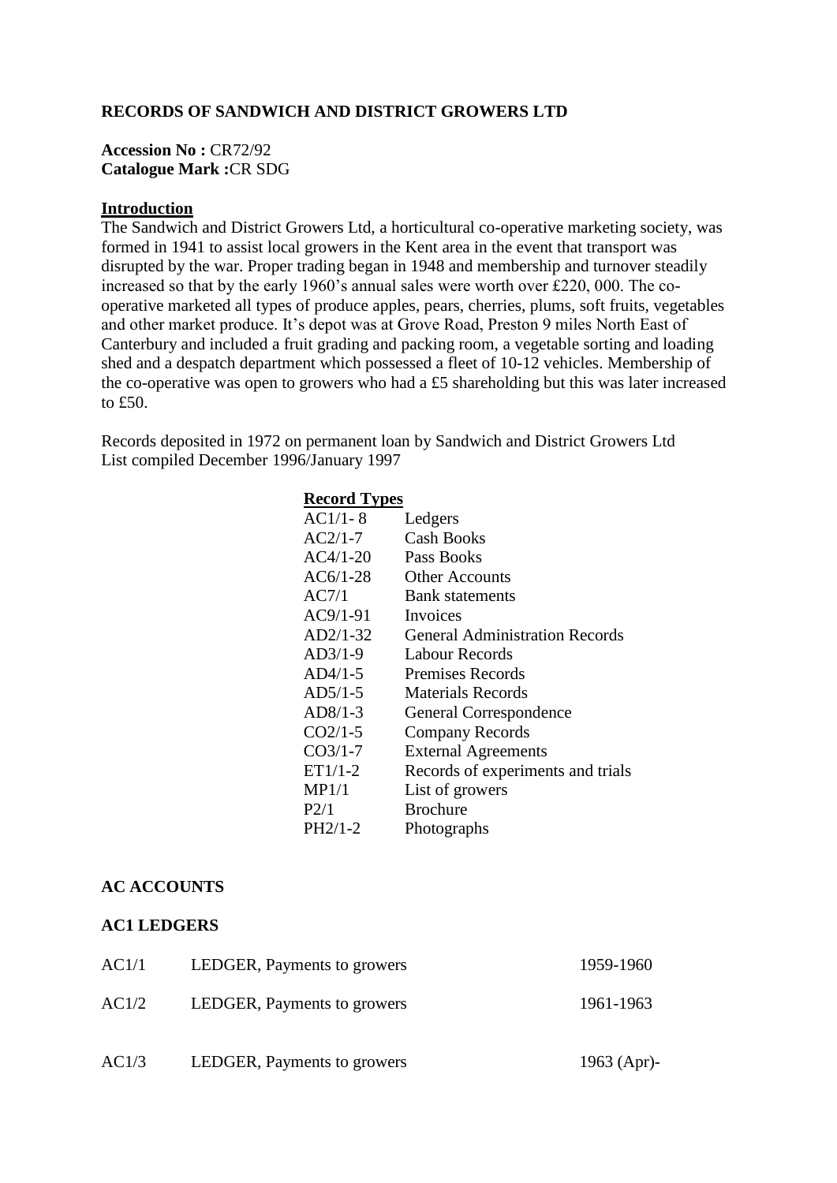# RECORDS OF SANDWICH AND DISTRICT GROWERS LTD

**Accession No :** CR72/92
**Catalogue Mark :**CR SDG

## Introduction

The Sandwich and District Growers Ltd, a horticultural co-operative marketing society, was formed in 1941 to assist local growers in the Kent area in the event that transport was disrupted by the war. Proper trading began in 1948 and membership and turnover steadily increased so that by the early 1960's annual sales were worth over £220, 000. The co-operative marketed all types of produce apples, pears, cherries, plums, soft fruits, vegetables and other market produce. It's depot was at Grove Road, Preston 9 miles North East of Canterbury and included a fruit grading and packing room, a vegetable sorting and loading shed and a despatch department which possessed a fleet of 10-12 vehicles. Membership of the co-operative was open to growers who had a £5 shareholding but this was later increased to £50.

Records deposited in 1972 on permanent loan by Sandwich and District Growers Ltd
List compiled December 1996/January 1997

**Record Types**

| | |
|---|---|
| AC1/1- 8 | Ledgers |
| AC2/1-7 | Cash Books |
| AC4/1-20 | Pass Books |
| AC6/1-28 | Other Accounts |
| AC7/1 | Bank statements |
| AC9/1-91 | Invoices |
| AD2/1-32 | General Administration Records |
| AD3/1-9 | Labour Records |
| AD4/1-5 | Premises Records |
| AD5/1-5 | Materials Records |
| AD8/1-3 | General Correspondence |
| CO2/1-5 | Company Records |
| CO3/1-7 | External Agreements |
| ET1/1-2 | Records of experiments and trials |
| MP1/1 | List of growers |
| P2/1 | Brochure |
| PH2/1-2 | Photographs |

## AC ACCOUNTS

### AC1 LEDGERS

| | | |
|---|---|---|
| AC1/1 | LEDGER, Payments to growers | 1959-1960 |
| AC1/2 | LEDGER, Payments to growers | 1961-1963 |
| AC1/3 | LEDGER, Payments to growers | 1963 (Apr)- |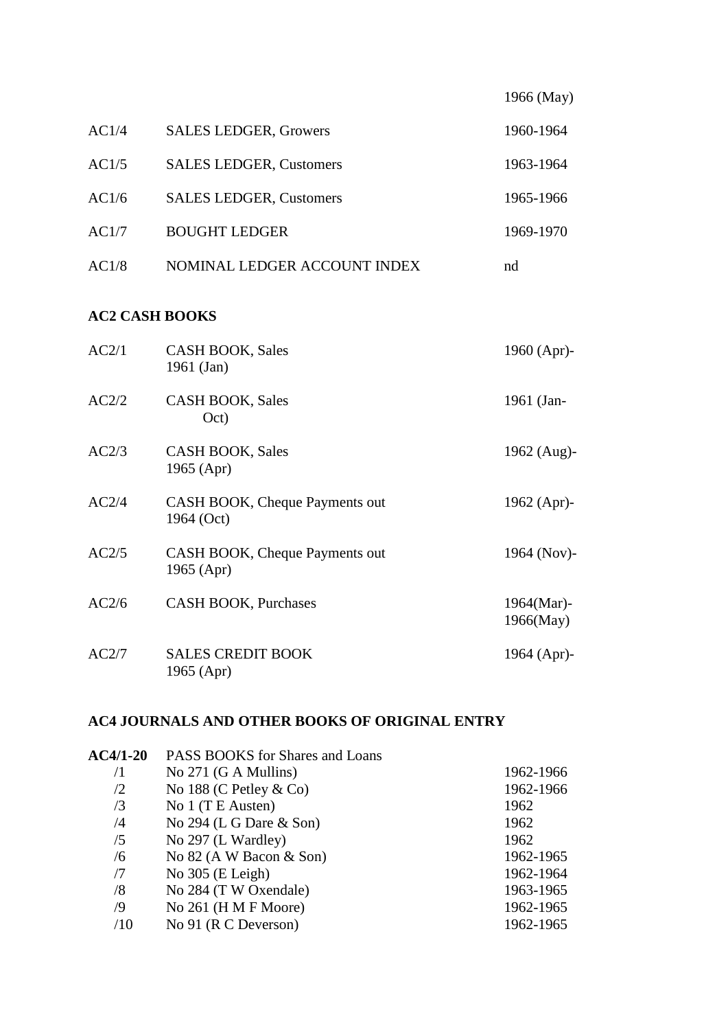| | | |
|---|---|---|
| | | 1966 (May) |
| AC1/4 | SALES LEDGER, Growers | 1960-1964 |
| AC1/5 | SALES LEDGER, Customers | 1963-1964 |
| AC1/6 | SALES LEDGER, Customers | 1965-1966 |
| AC1/7 | BOUGHT LEDGER | 1969-1970 |
| AC1/8 | NOMINAL LEDGER ACCOUNT INDEX | nd |

**AC2 CASH BOOKS**

| | | |
|---|---|---|
| AC2/1 | CASH BOOK, Sales | 1960 (Apr)-1961 (Jan) |
| AC2/2 | CASH BOOK, Sales | 1961 (Jan-Oct) |
| AC2/3 | CASH BOOK, Sales | 1962 (Aug)-1965 (Apr) |
| AC2/4 | CASH BOOK, Cheque Payments out | 1962 (Apr)-1964 (Oct) |
| AC2/5 | CASH BOOK, Cheque Payments out | 1964 (Nov)-1965 (Apr) |
| AC2/6 | CASH BOOK, Purchases | 1964(Mar)-1966(May) |
| AC2/7 | SALES CREDIT BOOK | 1964 (Apr)-1965 (Apr) |

**AC4 JOURNALS AND OTHER BOOKS OF ORIGINAL ENTRY**

| | | |
|---|---|---|
| **AC4/1-20** | PASS BOOKS for Shares and Loans | |
| /1 | No 271 (G A Mullins) | 1962-1966 |
| /2 | No 188 (C Petley & Co) | 1962-1966 |
| /3 | No 1 (T E Austen) | 1962 |
| /4 | No 294 (L G Dare & Son) | 1962 |
| /5 | No 297 (L Wardley) | 1962 |
| /6 | No 82 (A W Bacon & Son) | 1962-1965 |
| /7 | No 305 (E Leigh) | 1962-1964 |
| /8 | No 284 (T W Oxendale) | 1963-1965 |
| /9 | No 261 (H M F Moore) | 1962-1965 |
| /10 | No 91 (R C Deverson) | 1962-1965 |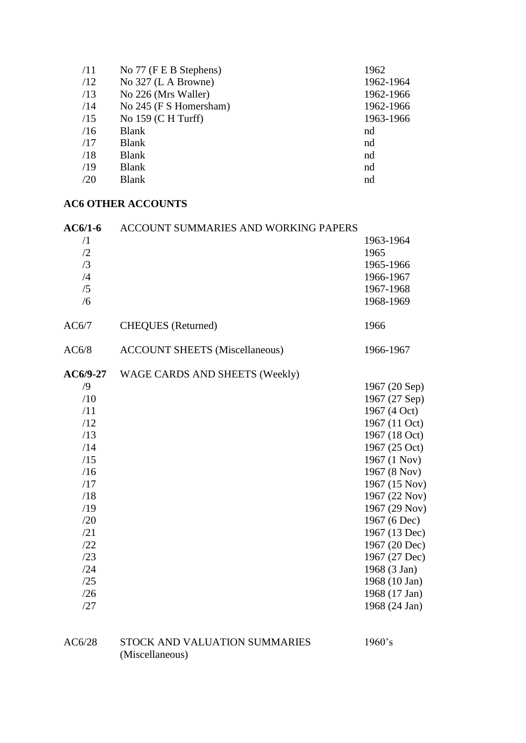| | | |
|---|---|---|
| /11 | No 77 (F E B Stephens) | 1962 |
| /12 | No 327 (L A Browne) | 1962-1964 |
| /13 | No 226 (Mrs Waller) | 1962-1966 |
| /14 | No 245 (F S Homersham) | 1962-1966 |
| /15 | No 159 (C H Turff) | 1963-1966 |
| /16 | Blank | nd |
| /17 | Blank | nd |
| /18 | Blank | nd |
| /19 | Blank | nd |
| /20 | Blank | nd |

**AC6 OTHER ACCOUNTS**

| | | |
|---|---|---|
| **AC6/1-6** | ACCOUNT SUMMARIES AND WORKING PAPERS | |
| /1 | | 1963-1964 |
| /2 | | 1965 |
| /3 | | 1965-1966 |
| /4 | | 1966-1967 |
| /5 | | 1967-1968 |
| /6 | | 1968-1969 |
| | | |
| AC6/7 | CHEQUES (Returned) | 1966 |
| | | |
| AC6/8 | ACCOUNT SHEETS (Miscellaneous) | 1966-1967 |
| | | |
| **AC6/9-27** | WAGE CARDS AND SHEETS (Weekly) | |
| /9 | | 1967 (20 Sep) |
| /10 | | 1967 (27 Sep) |
| /11 | | 1967 (4 Oct) |
| /12 | | 1967 (11 Oct) |
| /13 | | 1967 (18 Oct) |
| /14 | | 1967 (25 Oct) |
| /15 | | 1967 (1 Nov) |
| /16 | | 1967 (8 Nov) |
| /17 | | 1967 (15 Nov) |
| /18 | | 1967 (22 Nov) |
| /19 | | 1967 (29 Nov) |
| /20 | | 1967 (6 Dec) |
| /21 | | 1967 (13 Dec) |
| /22 | | 1967 (20 Dec) |
| /23 | | 1967 (27 Dec) |
| /24 | | 1968 (3 Jan) |
| /25 | | 1968 (10 Jan) |
| /26 | | 1968 (17 Jan) |
| /27 | | 1968 (24 Jan) |
| | | |
| AC6/28 | STOCK AND VALUATION SUMMARIES (Miscellaneous) | 1960's |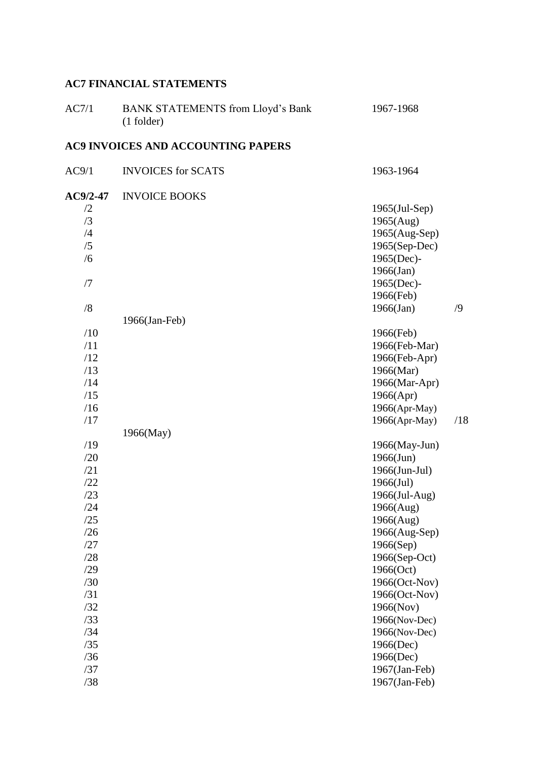## AC7 FINANCIAL STATEMENTS

| Ref | Description | Dates |
|---|---|---|
| AC7/1 | BANK STATEMENTS from Lloyd's Bank (1 folder) | 1967-1968 |

## AC9 INVOICES AND ACCOUNTING PAPERS

| Ref | Description | Dates |
|---|---|---|
| AC9/1 | INVOICES for SCATS | 1963-1964 |
| **AC9/2-47** | INVOICE BOOKS | |
| /2 | | 1965(Jul-Sep) |
| /3 | | 1965(Aug) |
| /4 | | 1965(Aug-Sep) |
| /5 | | 1965(Sep-Dec) |
| /6 | | 1965(Dec)-1966(Jan) |
| /7 | | 1965(Dec)-1966(Feb) |
| /8 | | 1966(Jan) |
| /9 | | 1966(Jan-Feb) |
| /10 | | 1966(Feb) |
| /11 | | 1966(Feb-Mar) |
| /12 | | 1966(Feb-Apr) |
| /13 | | 1966(Mar) |
| /14 | | 1966(Mar-Apr) |
| /15 | | 1966(Apr) |
| /16 | | 1966(Apr-May) |
| /17 | | 1966(Apr-May) |
| /18 | | 1966(May) |
| /19 | | 1966(May-Jun) |
| /20 | | 1966(Jun) |
| /21 | | 1966(Jun-Jul) |
| /22 | | 1966(Jul) |
| /23 | | 1966(Jul-Aug) |
| /24 | | 1966(Aug) |
| /25 | | 1966(Aug) |
| /26 | | 1966(Aug-Sep) |
| /27 | | 1966(Sep) |
| /28 | | 1966(Sep-Oct) |
| /29 | | 1966(Oct) |
| /30 | | 1966(Oct-Nov) |
| /31 | | 1966(Oct-Nov) |
| /32 | | 1966(Nov) |
| /33 | | 1966(Nov-Dec) |
| /34 | | 1966(Nov-Dec) |
| /35 | | 1966(Dec) |
| /36 | | 1966(Dec) |
| /37 | | 1967(Jan-Feb) |
| /38 | | 1967(Jan-Feb) |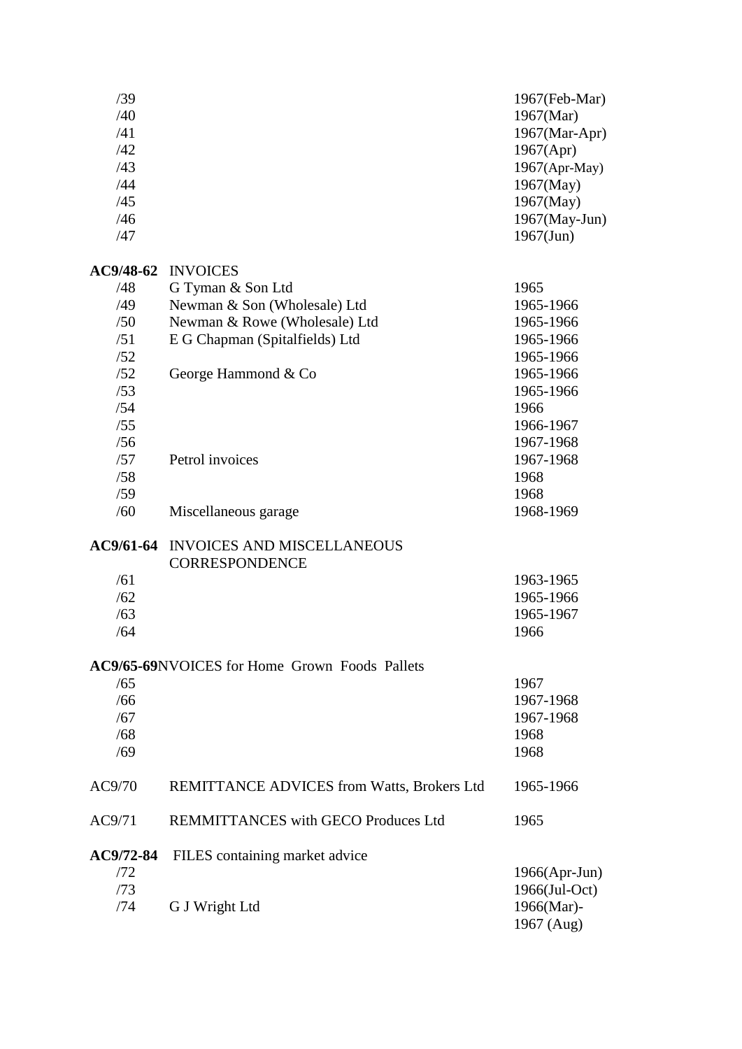| | | |
|---|---|---|
| /39 | | 1967(Feb-Mar) |
| /40 | | 1967(Mar) |
| /41 | | 1967(Mar-Apr) |
| /42 | | 1967(Apr) |
| /43 | | 1967(Apr-May) |
| /44 | | 1967(May) |
| /45 | | 1967(May) |
| /46 | | 1967(May-Jun) |
| /47 | | 1967(Jun) |
| **AC9/48-62** | INVOICES | |
| /48 | G Tyman & Son Ltd | 1965 |
| /49 | Newman & Son (Wholesale) Ltd | 1965-1966 |
| /50 | Newman & Rowe (Wholesale) Ltd | 1965-1966 |
| /51 | E G Chapman (Spitalfields) Ltd | 1965-1966 |
| /52 | | 1965-1966 |
| /52 | George Hammond & Co | 1965-1966 |
| /53 | | 1965-1966 |
| /54 | | 1966 |
| /55 | | 1966-1967 |
| /56 | | 1967-1968 |
| /57 | Petrol invoices | 1967-1968 |
| /58 | | 1968 |
| /59 | | 1968 |
| /60 | Miscellaneous garage | 1968-1969 |
| **AC9/61-64** | INVOICES AND MISCELLANEOUS CORRESPONDENCE | |
| /61 | | 1963-1965 |
| /62 | | 1965-1966 |
| /63 | | 1965-1967 |
| /64 | | 1966 |
| **AC9/65-69** | NVOICES for Home Grown Foods Pallets | |
| /65 | | 1967 |
| /66 | | 1967-1968 |
| /67 | | 1967-1968 |
| /68 | | 1968 |
| /69 | | 1968 |
| AC9/70 | REMITTANCE ADVICES from Watts, Brokers Ltd | 1965-1966 |
| AC9/71 | REMMITTANCES with GECO Produces Ltd | 1965 |
| **AC9/72-84** | FILES containing market advice | |
| /72 | | 1966(Apr-Jun) |
| /73 | | 1966(Jul-Oct) |
| /74 | G J Wright Ltd | 1966(Mar)-1967 (Aug) |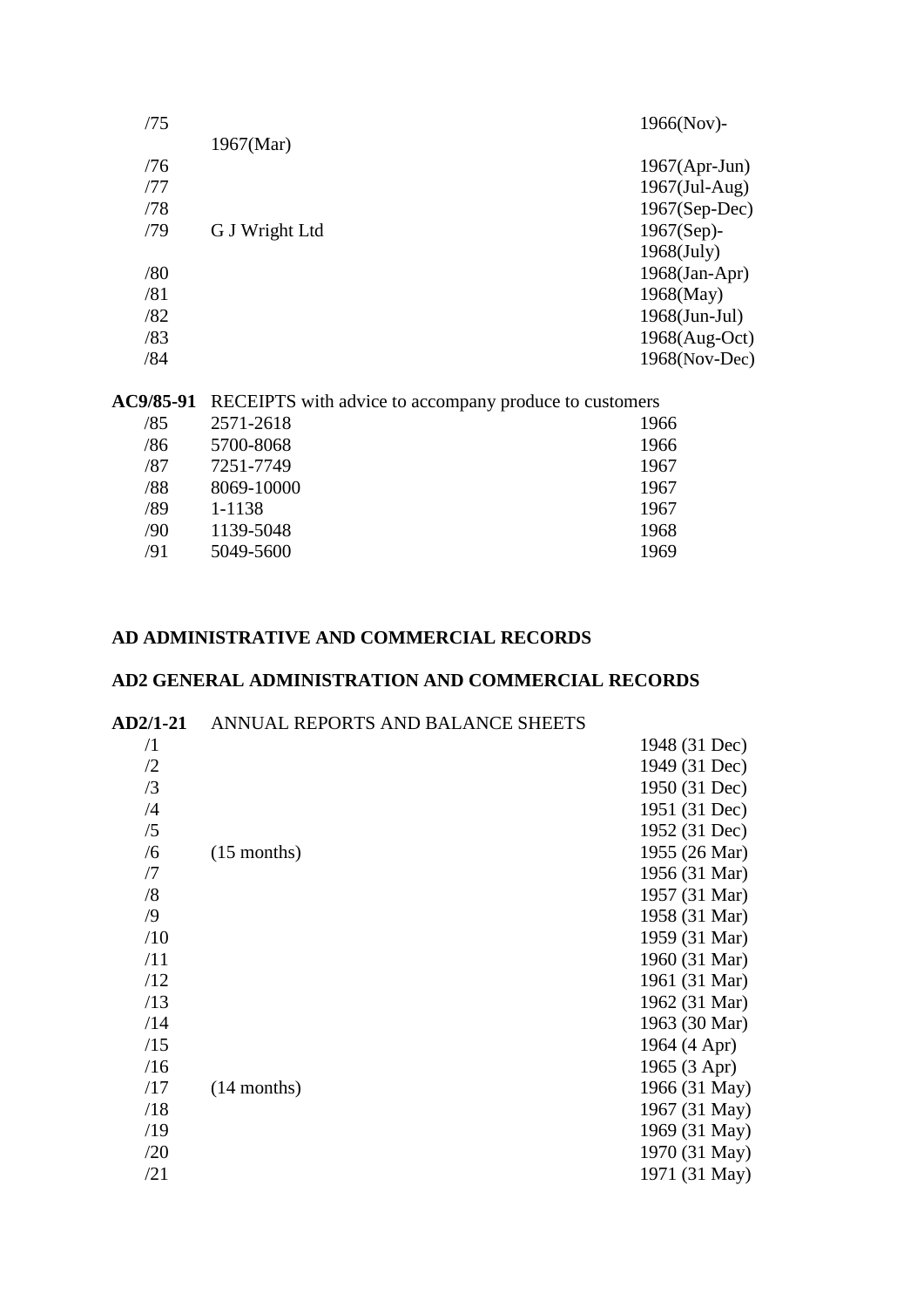| | | |
|---|---|---|
| /75 | | 1966(Nov)- |
| | 1967(Mar) | |
| /76 | | 1967(Apr-Jun) |
| /77 | | 1967(Jul-Aug) |
| /78 | | 1967(Sep-Dec) |
| /79 | G J Wright Ltd | 1967(Sep)-1968(July) |
| /80 | | 1968(Jan-Apr) |
| /81 | | 1968(May) |
| /82 | | 1968(Jun-Jul) |
| /83 | | 1968(Aug-Oct) |
| /84 | | 1968(Nov-Dec) |

| | | |
|---|---|---|
| **AC9/85-91** | RECEIPTS with advice to accompany produce to customers | |
| /85 | 2571-2618 | 1966 |
| /86 | 5700-8068 | 1966 |
| /87 | 7251-7749 | 1967 |
| /88 | 8069-10000 | 1967 |
| /89 | 1-1138 | 1967 |
| /90 | 1139-5048 | 1968 |
| /91 | 5049-5600 | 1969 |

## AD ADMINISTRATIVE AND COMMERCIAL RECORDS

### AD2 GENERAL ADMINISTRATION AND COMMERCIAL RECORDS

| | | |
|---|---|---|
| **AD2/1-21** | ANNUAL REPORTS AND BALANCE SHEETS | |
| /1 | | 1948 (31 Dec) |
| /2 | | 1949 (31 Dec) |
| /3 | | 1950 (31 Dec) |
| /4 | | 1951 (31 Dec) |
| /5 | | 1952 (31 Dec) |
| /6 | (15 months) | 1955 (26 Mar) |
| /7 | | 1956 (31 Mar) |
| /8 | | 1957 (31 Mar) |
| /9 | | 1958 (31 Mar) |
| /10 | | 1959 (31 Mar) |
| /11 | | 1960 (31 Mar) |
| /12 | | 1961 (31 Mar) |
| /13 | | 1962 (31 Mar) |
| /14 | | 1963 (30 Mar) |
| /15 | | 1964 (4 Apr) |
| /16 | | 1965 (3 Apr) |
| /17 | (14 months) | 1966 (31 May) |
| /18 | | 1967 (31 May) |
| /19 | | 1969 (31 May) |
| /20 | | 1970 (31 May) |
| /21 | | 1971 (31 May) |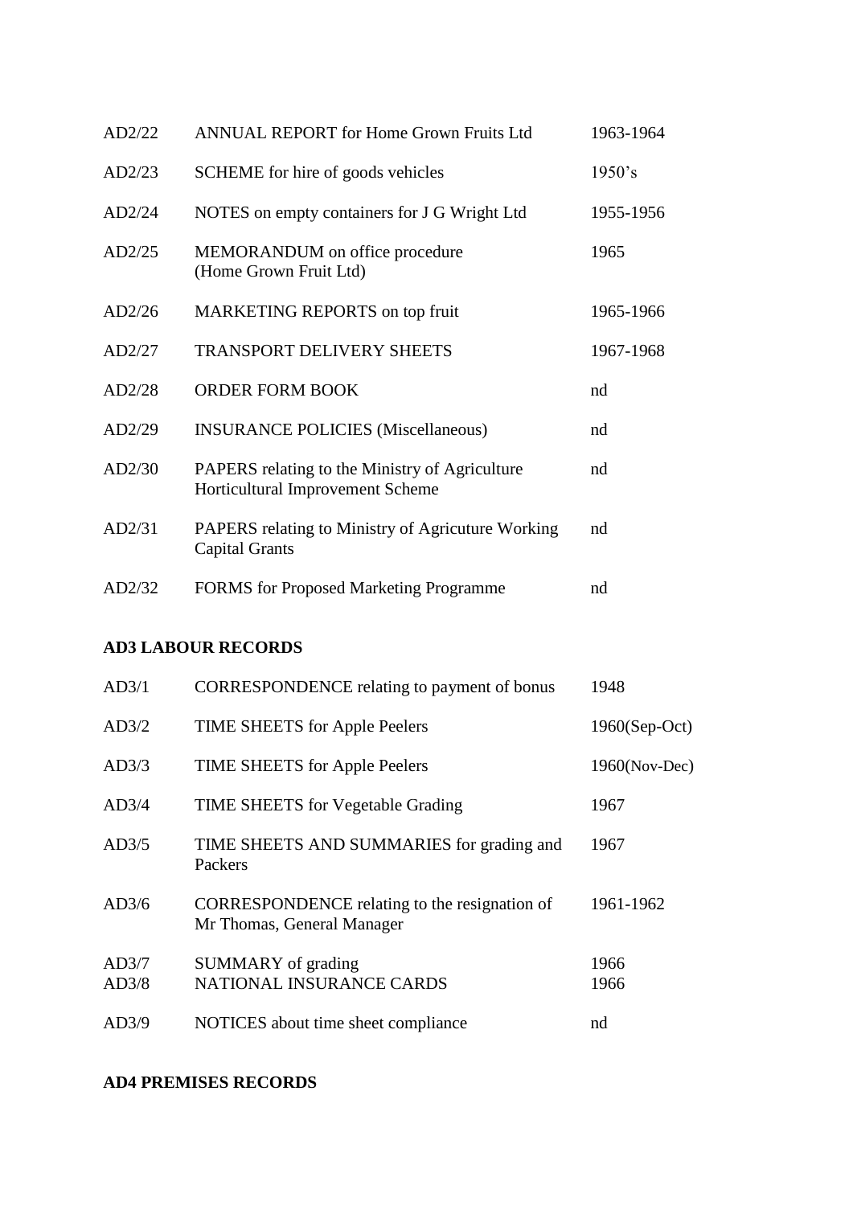| | | |
|---|---|---|
| AD2/22 | ANNUAL REPORT for Home Grown Fruits Ltd | 1963-1964 |
| AD2/23 | SCHEME for hire of goods vehicles | 1950's |
| AD2/24 | NOTES on empty containers for J G Wright Ltd | 1955-1956 |
| AD2/25 | MEMORANDUM on office procedure (Home Grown Fruit Ltd) | 1965 |
| AD2/26 | MARKETING REPORTS on top fruit | 1965-1966 |
| AD2/27 | TRANSPORT DELIVERY SHEETS | 1967-1968 |
| AD2/28 | ORDER FORM BOOK | nd |
| AD2/29 | INSURANCE POLICIES (Miscellaneous) | nd |
| AD2/30 | PAPERS relating to the Ministry of Agriculture Horticultural Improvement Scheme | nd |
| AD2/31 | PAPERS relating to Ministry of Agricuture Working Capital Grants | nd |
| AD2/32 | FORMS for Proposed Marketing Programme | nd |

**AD3 LABOUR RECORDS**

| | | |
|---|---|---|
| AD3/1 | CORRESPONDENCE relating to payment of bonus | 1948 |
| AD3/2 | TIME SHEETS for Apple Peelers | 1960(Sep-Oct) |
| AD3/3 | TIME SHEETS for Apple Peelers | 1960(Nov-Dec) |
| AD3/4 | TIME SHEETS for Vegetable Grading | 1967 |
| AD3/5 | TIME SHEETS AND SUMMARIES for grading and Packers | 1967 |
| AD3/6 | CORRESPONDENCE relating to the resignation of Mr Thomas, General Manager | 1961-1962 |
| AD3/7 | SUMMARY of grading | 1966 |
| AD3/8 | NATIONAL INSURANCE CARDS | 1966 |
| AD3/9 | NOTICES about time sheet compliance | nd |

**AD4 PREMISES RECORDS**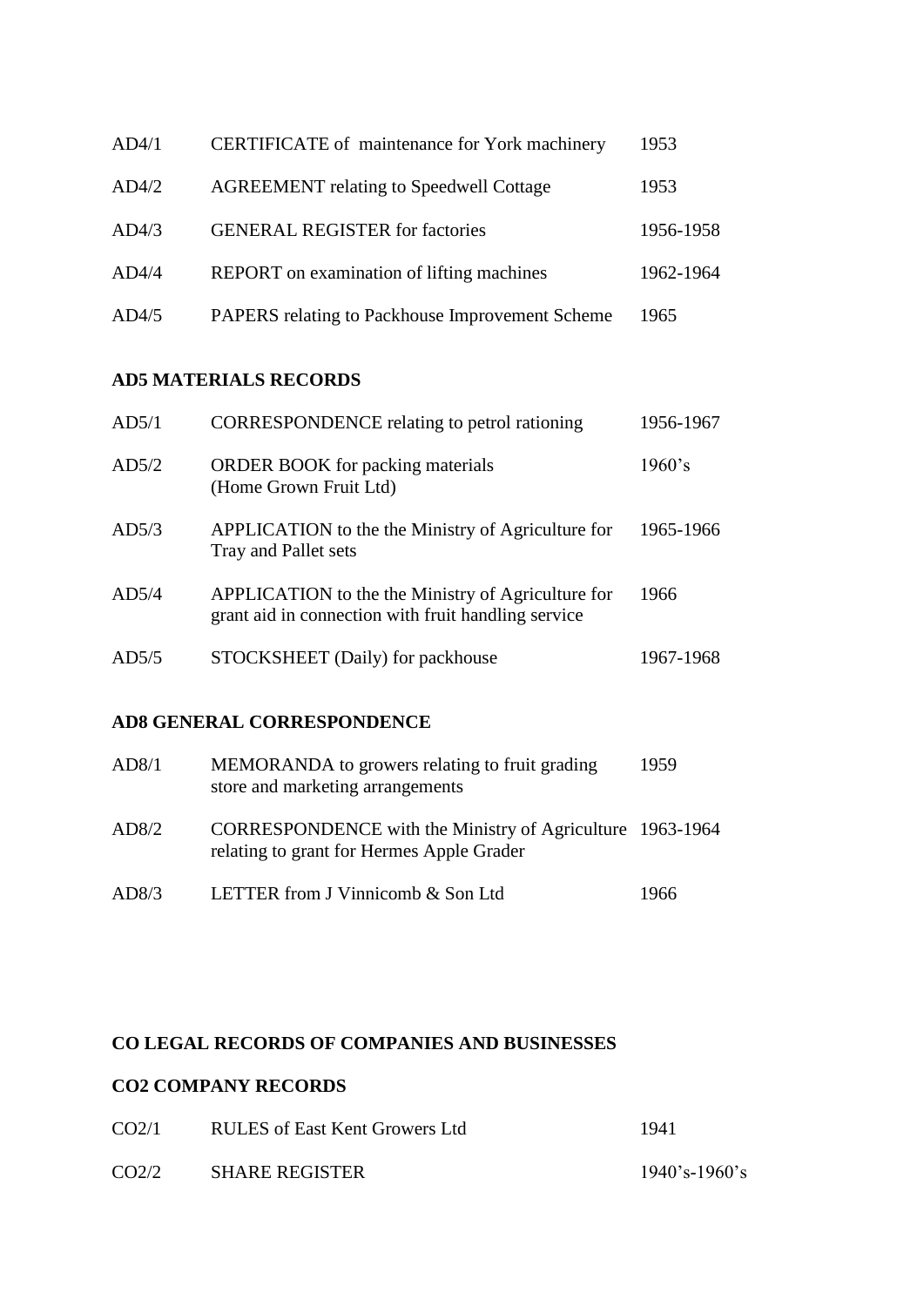| | | |
|---|---|---|
| AD4/1 | CERTIFICATE of maintenance for York machinery | 1953 |
| AD4/2 | AGREEMENT relating to Speedwell Cottage | 1953 |
| AD4/3 | GENERAL REGISTER for factories | 1956-1958 |
| AD4/4 | REPORT on examination of lifting machines | 1962-1964 |
| AD4/5 | PAPERS relating to Packhouse Improvement Scheme | 1965 |

**AD5 MATERIALS RECORDS**

| | | |
|---|---|---|
| AD5/1 | CORRESPONDENCE relating to petrol rationing | 1956-1967 |
| AD5/2 | ORDER BOOK for packing materials (Home Grown Fruit Ltd) | 1960's |
| AD5/3 | APPLICATION to the the Ministry of Agriculture for Tray and Pallet sets | 1965-1966 |
| AD5/4 | APPLICATION to the the Ministry of Agriculture for grant aid in connection with fruit handling service | 1966 |
| AD5/5 | STOCKSHEET (Daily) for packhouse | 1967-1968 |

**AD8 GENERAL CORRESPONDENCE**

| | | |
|---|---|---|
| AD8/1 | MEMORANDA to growers relating to fruit grading store and marketing arrangements | 1959 |
| AD8/2 | CORRESPONDENCE with the Ministry of Agriculture relating to grant for Hermes Apple Grader | 1963-1964 |
| AD8/3 | LETTER from J Vinnicomb & Son Ltd | 1966 |

**CO LEGAL RECORDS OF COMPANIES AND BUSINESSES**

**CO2 COMPANY RECORDS**

| | | |
|---|---|---|
| CO2/1 | RULES of East Kent Growers Ltd | 1941 |
| CO2/2 | SHARE REGISTER | 1940's-1960's |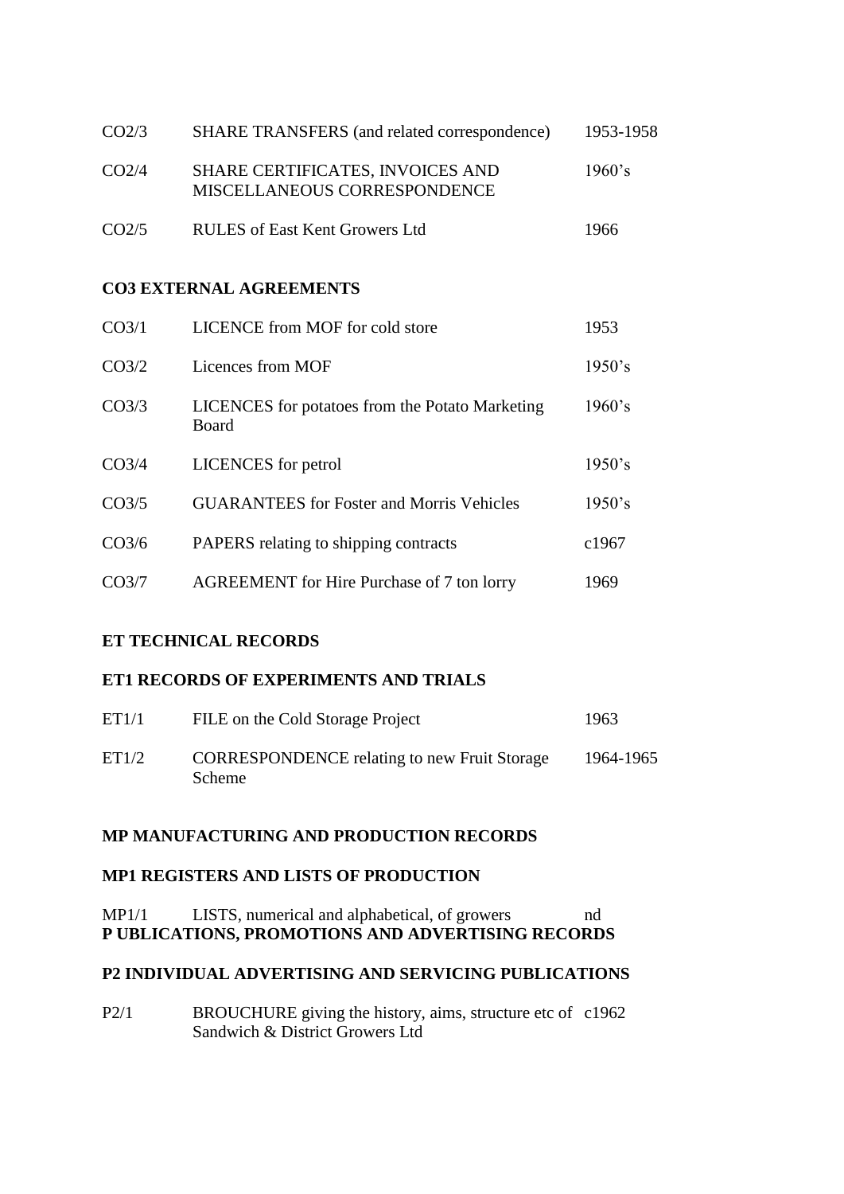| | | |
|---|---|---|
| CO2/3 | SHARE TRANSFERS (and related correspondence) | 1953-1958 |
| CO2/4 | SHARE CERTIFICATES, INVOICES AND MISCELLANEOUS CORRESPONDENCE | 1960's |
| CO2/5 | RULES of East Kent Growers Ltd | 1966 |

**CO3 EXTERNAL AGREEMENTS**

| | | |
|---|---|---|
| CO3/1 | LICENCE from MOF for cold store | 1953 |
| CO3/2 | Licences from MOF | 1950's |
| CO3/3 | LICENCES for potatoes from the Potato Marketing Board | 1960's |
| CO3/4 | LICENCES for petrol | 1950's |
| CO3/5 | GUARANTEES for Foster and Morris Vehicles | 1950's |
| CO3/6 | PAPERS relating to shipping contracts | c1967 |
| CO3/7 | AGREEMENT for Hire Purchase of 7 ton lorry | 1969 |

**ET TECHNICAL RECORDS**

**ET1 RECORDS OF EXPERIMENTS AND TRIALS**

| | | |
|---|---|---|
| ET1/1 | FILE on the Cold Storage Project | 1963 |
| ET1/2 | CORRESPONDENCE relating to new Fruit Storage Scheme | 1964-1965 |

**MP MANUFACTURING AND PRODUCTION RECORDS**

**MP1 REGISTERS AND LISTS OF PRODUCTION**

| | | |
|---|---|---|
| MP1/1 | LISTS, numerical and alphabetical, of growers | nd |

**P UBLICATIONS, PROMOTIONS AND ADVERTISING RECORDS**

**P2 INDIVIDUAL ADVERTISING AND SERVICING PUBLICATIONS**

| | | |
|---|---|---|
| P2/1 | BROUCHURE giving the history, aims, structure etc of Sandwich & District Growers Ltd | c1962 |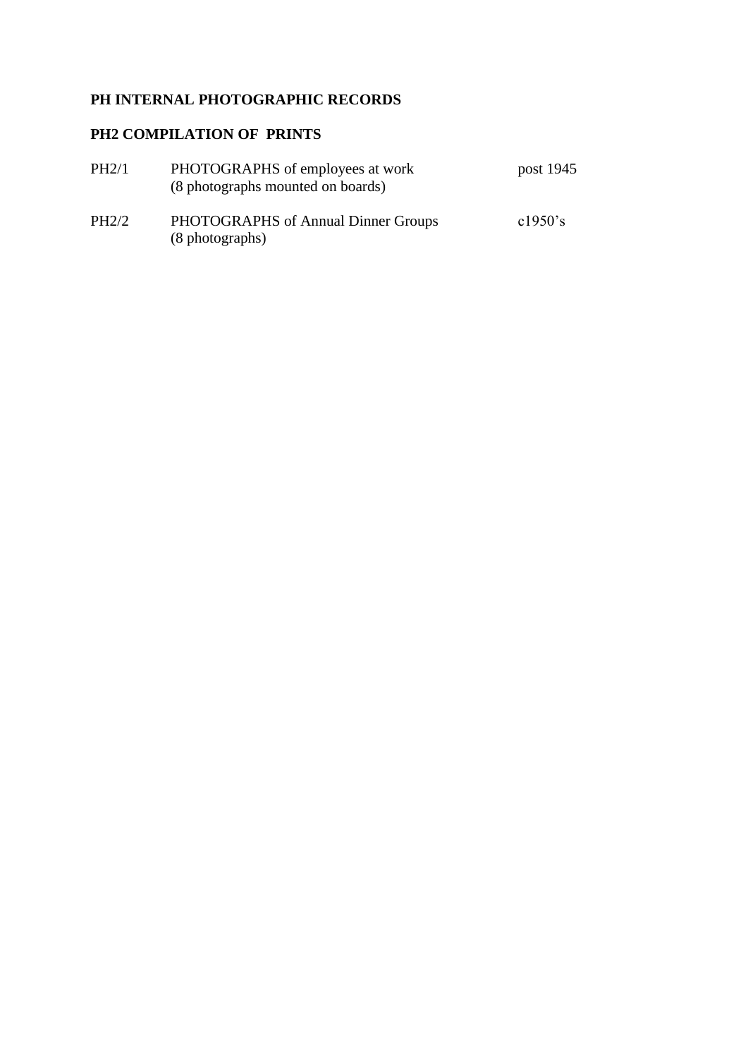**PH INTERNAL PHOTOGRAPHIC RECORDS**

**PH2 COMPILATION OF PRINTS**

| | | |
|---|---|---|
| PH2/1 | PHOTOGRAPHS of employees at work (8 photographs mounted on boards) | post 1945 |
| PH2/2 | PHOTOGRAPHS of Annual Dinner Groups (8 photographs) | c1950's |